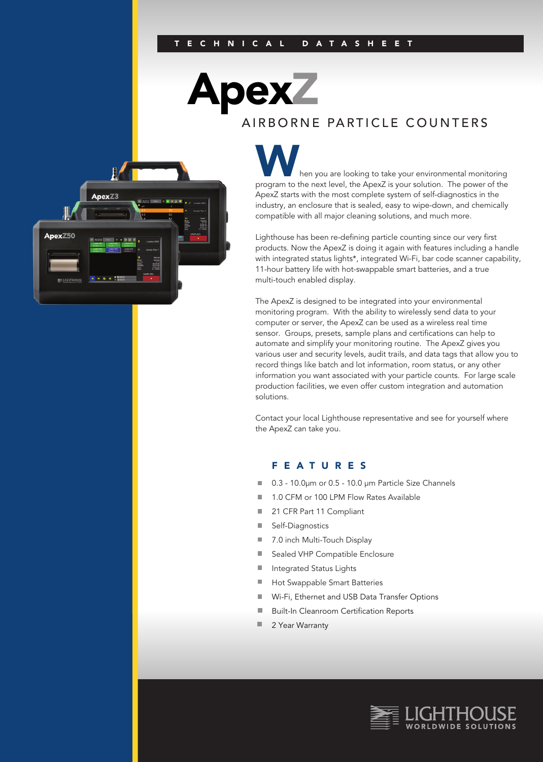TECHNICAL DATASHEET

# ApexZ

## AIRBORNE PARTICLE COUNTERS

When you are looking to take your environmental monitoring program to the next level, the ApexZ is your solution. The power of the ApexZ starts with the most complete system of self-diagnostics in the industry, an enclosure that is sealed, easy to wipe-down, and chemically compatible with all major cleaning solutions, and much more.

Lighthouse has been re-defining particle counting since our very first products. Now the ApexZ is doing it again with features including a handle with integrated status lights*, integrated Wi-Fi, bar code scanner capability, 11-hour battery life with hot-swappable smart batteries, and a true multi-touch enabled display.

The ApexZ is designed to be integrated into your environmental monitoring program. With the ability to wirelessly send data to your computer or server, the ApexZ can be used as a wireless real time sensor. Groups, presets, sample plans and certifications can help to automate and simplify your monitoring routine. The ApexZ gives you various user and security levels, audit trails, and data tags that allow you to record things like batch and lot information, room status, or any other information you want associated with your particle counts. For large scale production facilities, we even offer custom integration and automation solutions.

Contact your local Lighthouse representative and see for yourself where the ApexZ can take you.

### FEATURES

- 0.3 - 10.0μm or 0.5 - 10.0 μm Particle Size Channels
- 1.0 CFM or 100 LPM Flow Rates Available
- 21 CFR Part 11 Compliant
- Self-Diagnostics
- 7.0 inch Multi-Touch Display
- Sealed VHP Compatible Enclosure
- Integrated Status Lights
- Hot Swappable Smart Batteries
- Wi-Fi, Ethernet and USB Data Transfer Options
- Built-In Cleanroom Certification Reports
- 2 Year Warranty

LIGHTHOUSE WORLDWIDE SOLUTIONS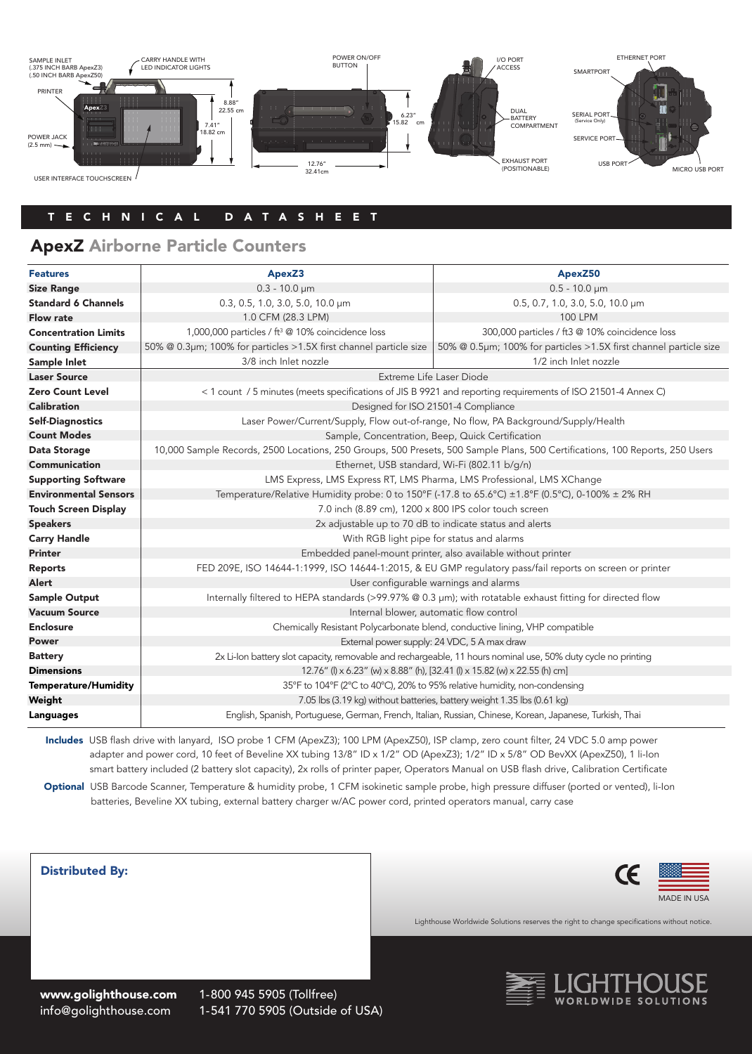SAMPLE INLET (.375 INCH BARB ApexZ3) (.50 INCH BARB ApexZ50)

CARRY HANDLE WITH LED INDICATOR LIGHTS

PRINTER

POWER JACK (2.5 mm)

USER INTERFACE TOUCHSCREEN

8.88" 22.55 cm

7.41" 18.82 cm

POWER ON/OFF BUTTON

6.23" 15.82 cm

12.76" 32.41cm

I/O PORT ACCESS

DUAL BATTERY COMPARTMENT

EXHAUST PORT (POSITIONABLE)

ETHERNET PORT

SMARTPORT

SERIAL PORT (Service Only)

SERVICE PORT

USB PORT

MICRO USB PORT

## TECHNICAL DATASHEET

# ApexZ Airborne Particle Counters

| Features | ApexZ3 | ApexZ50 |
|---|---|---|
| **Size Range** | 0.3 - 10.0 µm | 0.5 - 10.0 µm |
| **Standard 6 Channels** | 0.3, 0.5, 1.0, 3.0, 5.0, 10.0 µm | 0.5, 0.7, 1.0, 3.0, 5.0, 10.0 µm |
| **Flow rate** | 1.0 CFM (28.3 LPM) | 100 LPM |
| **Concentration Limits** | 1,000,000 particles / ft³ @ 10% coincidence loss | 300,000 particles / ft3 @ 10% coincidence loss |
| **Counting Efficiency** | 50% @ 0.3µm; 100% for particles >1.5X first channel particle size | 50% @ 0.5µm; 100% for particles >1.5X first channel particle size |
| **Sample Inlet** | 3/8 inch Inlet nozzle | 1/2 inch Inlet nozzle |
| **Laser Source** | Extreme Life Laser Diode | |
| **Zero Count Level** | < 1 count / 5 minutes (meets specifications of JIS B 9921 and reporting requirements of ISO 21501-4 Annex C) | |
| **Calibration** | Designed for ISO 21501-4 Compliance | |
| **Self-Diagnostics** | Laser Power/Current/Supply, Flow out-of-range, No flow, PA Background/Supply/Health | |
| **Count Modes** | Sample, Concentration, Beep, Quick Certification | |
| **Data Storage** | 10,000 Sample Records, 2500 Locations, 250 Groups, 500 Presets, 500 Sample Plans, 500 Certifications, 100 Reports, 250 Users | |
| **Communication** | Ethernet, USB standard, Wi-Fi (802.11 b/g/n) | |
| **Supporting Software** | LMS Express, LMS Express RT, LMS Pharma, LMS Professional, LMS XChange | |
| **Environmental Sensors** | Temperature/Relative Humidity probe: 0 to 150°F (-17.8 to 65.6°C) ±1.8°F (0.5°C), 0-100% ± 2% RH | |
| **Touch Screen Display** | 7.0 inch (8.89 cm), 1200 x 800 IPS color touch screen | |
| **Speakers** | 2x adjustable up to 70 dB to indicate status and alerts | |
| **Carry Handle** | With RGB light pipe for status and alarms | |
| **Printer** | Embedded panel-mount printer, also available without printer | |
| **Reports** | FED 209E, ISO 14644-1:1999, ISO 14644-1:2015, & EU GMP regulatory pass/fail reports on screen or printer | |
| **Alert** | User configurable warnings and alarms | |
| **Sample Output** | Internally filtered to HEPA standards (>99.97% @ 0.3 µm); with rotatable exhaust fitting for directed flow | |
| **Vacuum Source** | Internal blower, automatic flow control | |
| **Enclosure** | Chemically Resistant Polycarbonate blend, conductive lining, VHP compatible | |
| **Power** | External power supply: 24 VDC, 5 A max draw | |
| **Battery** | 2x Li-Ion battery slot capacity, removable and rechargeable, 11 hours nominal use, 50% duty cycle no printing | |
| **Dimensions** | 12.76" (l) x 6.23" (w) x 8.88" (h), [32.41 (l) x 15.82 (w) x 22.55 (h) cm] | |
| **Temperature/Humidity** | 35°F to 104°F (2°C to 40°C), 20% to 95% relative humidity, non-condensing | |
| **Weight** | 7.05 lbs (3.19 kg) without batteries, battery weight 1.35 lbs (0.61 kg) | |
| **Languages** | English, Spanish, Portuguese, German, French, Italian, Russian, Chinese, Korean, Japanese, Turkish, Thai | |

**Includes** USB flash drive with lanyard, ISO probe 1 CFM (ApexZ3); 100 LPM (ApexZ50), ISP clamp, zero count filter, 24 VDC 5.0 amp power adapter and power cord, 10 feet of Beveline XX tubing 13/8" ID x 1/2" OD (ApexZ3); 1/2" ID x 5/8" OD BevXX (ApexZ50), 1 li-Ion smart battery included (2 battery slot capacity), 2x rolls of printer paper, Operators Manual on USB flash drive, Calibration Certificate

**Optional** USB Barcode Scanner, Temperature & humidity probe, 1 CFM isokinetic sample probe, high pressure diffuser (ported or vented), li-Ion batteries, Beveline XX tubing, external battery charger w/AC power cord, printed operators manual, carry case

**Distributed By:**

MADE IN USA

Lighthouse Worldwide Solutions reserves the right to change specifications without notice.

**www.golighthouse.com**
info@golighthouse.com

1-800 945 5905 (Tollfree)
1-541 770 5905 (Outside of USA)

LIGHTHOUSE WORLDWIDE SOLUTIONS